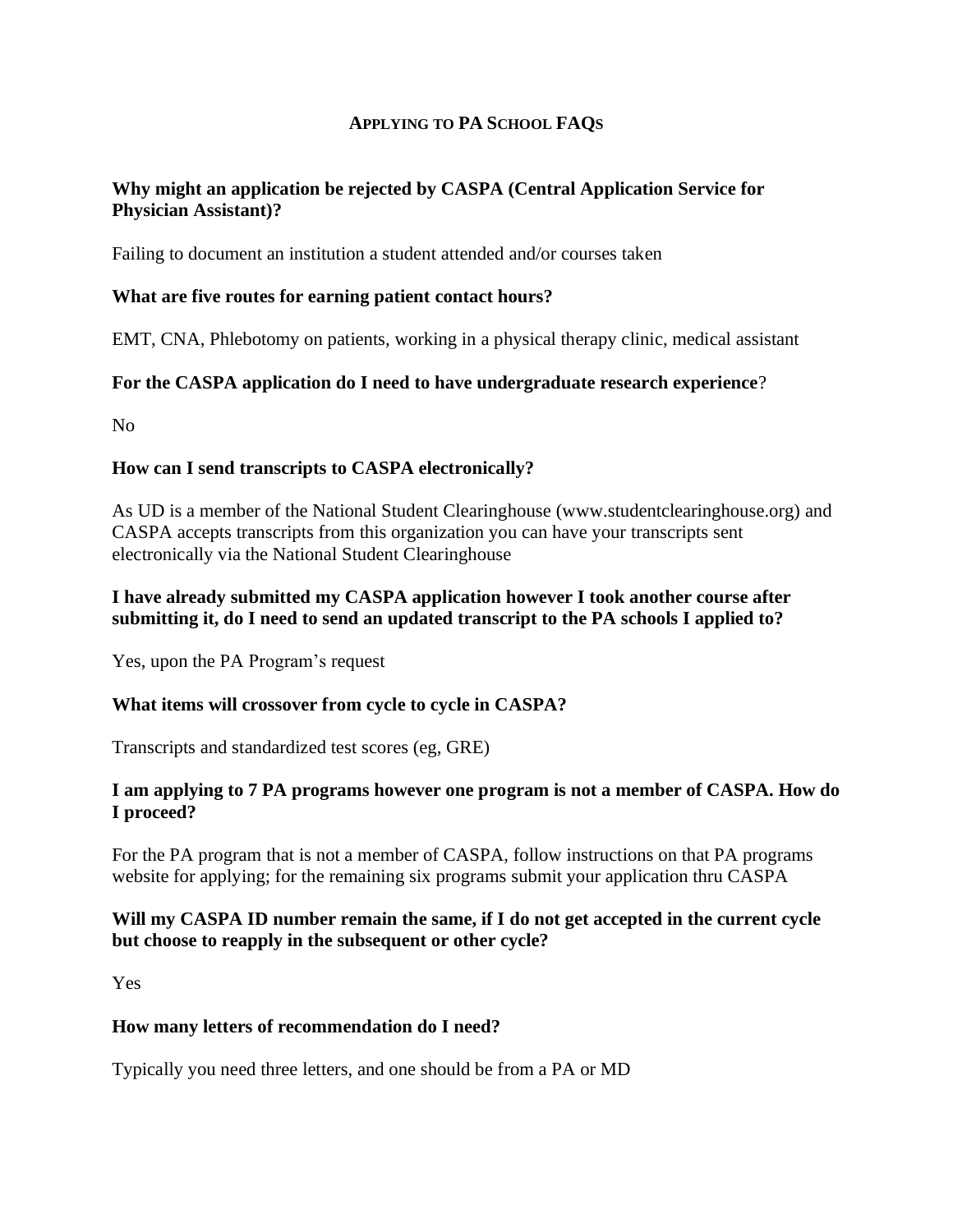# APPLYING TO PA SCHOOL FAQS

**Why might an application be rejected by CASPA (Central Application Service for Physician Assistant)?**

Failing to document an institution a student attended and/or courses taken

**What are five routes for earning patient contact hours?**

EMT, CNA, Phlebotomy on patients, working in a physical therapy clinic, medical assistant

**For the CASPA application do I need to have undergraduate research experience**?

No

**How can I send transcripts to CASPA electronically?**

As UD is a member of the National Student Clearinghouse (www.studentclearinghouse.org) and CASPA accepts transcripts from this organization you can have your transcripts sent electronically via the National Student Clearinghouse

**I have already submitted my CASPA application however I took another course after submitting it, do I need to send an updated transcript to the PA schools I applied to?**

Yes, upon the PA Program's request

**What items will crossover from cycle to cycle in CASPA?**

Transcripts and standardized test scores (eg, GRE)

**I am applying to 7 PA programs however one program is not a member of CASPA. How do I proceed?**

For the PA program that is not a member of CASPA, follow instructions on that PA programs website for applying; for the remaining six programs submit your application thru CASPA

**Will my CASPA ID number remain the same, if I do not get accepted in the current cycle but choose to reapply in the subsequent or other cycle?**

Yes

**How many letters of recommendation do I need?**

Typically you need three letters, and one should be from a PA or MD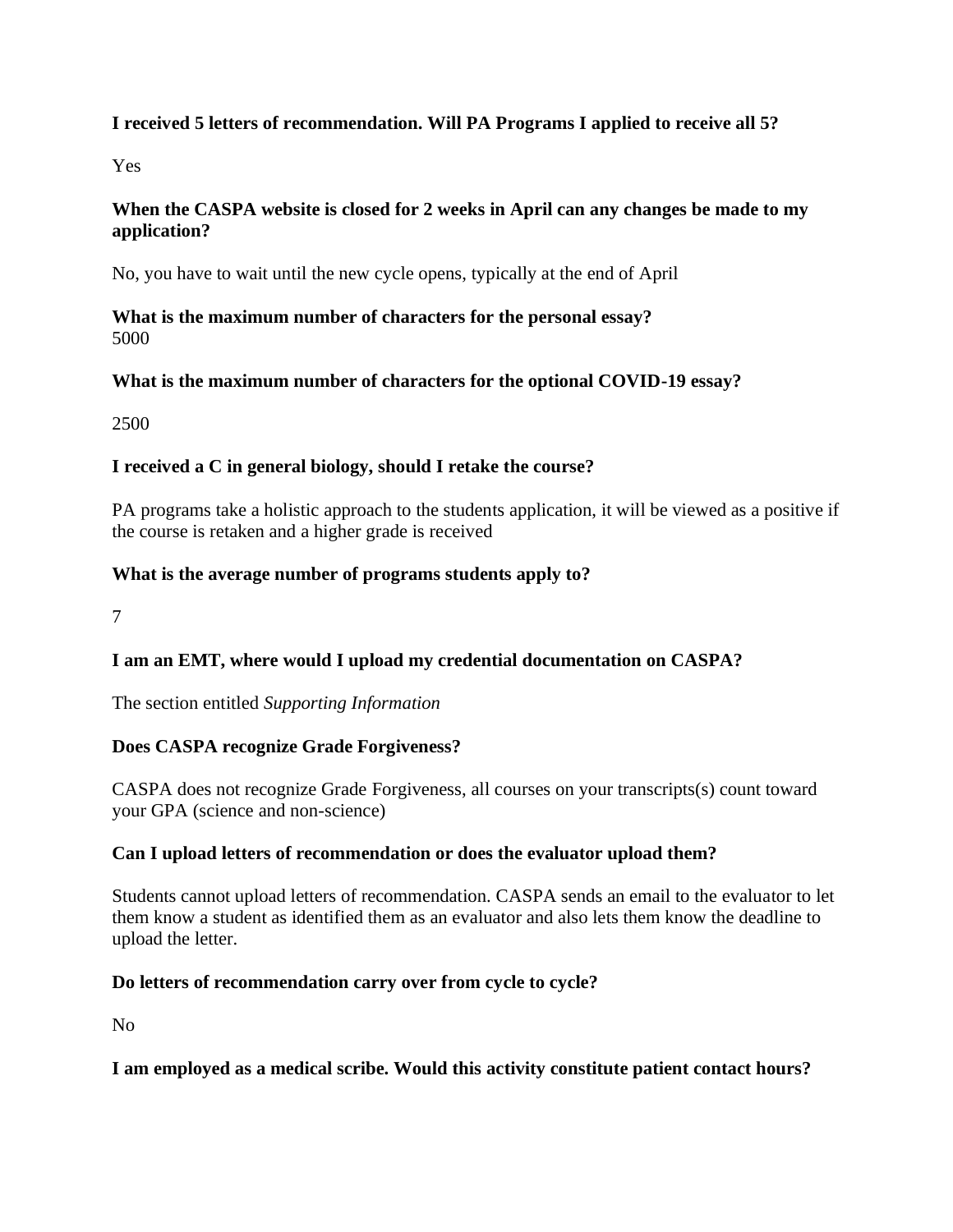**I received 5 letters of recommendation. Will PA Programs I applied to receive all 5?**

Yes

**When the CASPA website is closed for 2 weeks in April can any changes be made to my application?**

No, you have to wait until the new cycle opens, typically at the end of April

**What is the maximum number of characters for the personal essay?**
5000

**What is the maximum number of characters for the optional COVID-19 essay?**

2500

**I received a C in general biology, should I retake the course?**

PA programs take a holistic approach to the students application, it will be viewed as a positive if the course is retaken and a higher grade is received

**What is the average number of programs students apply to?**

7

**I am an EMT, where would I upload my credential documentation on CASPA?**

The section entitled *Supporting Information*

**Does CASPA recognize Grade Forgiveness?**

CASPA does not recognize Grade Forgiveness, all courses on your transcripts(s) count toward your GPA (science and non-science)

**Can I upload letters of recommendation or does the evaluator upload them?**

Students cannot upload letters of recommendation. CASPA sends an email to the evaluator to let them know a student as identified them as an evaluator and also lets them know the deadline to upload the letter.

**Do letters of recommendation carry over from cycle to cycle?**

No

**I am employed as a medical scribe. Would this activity constitute patient contact hours?**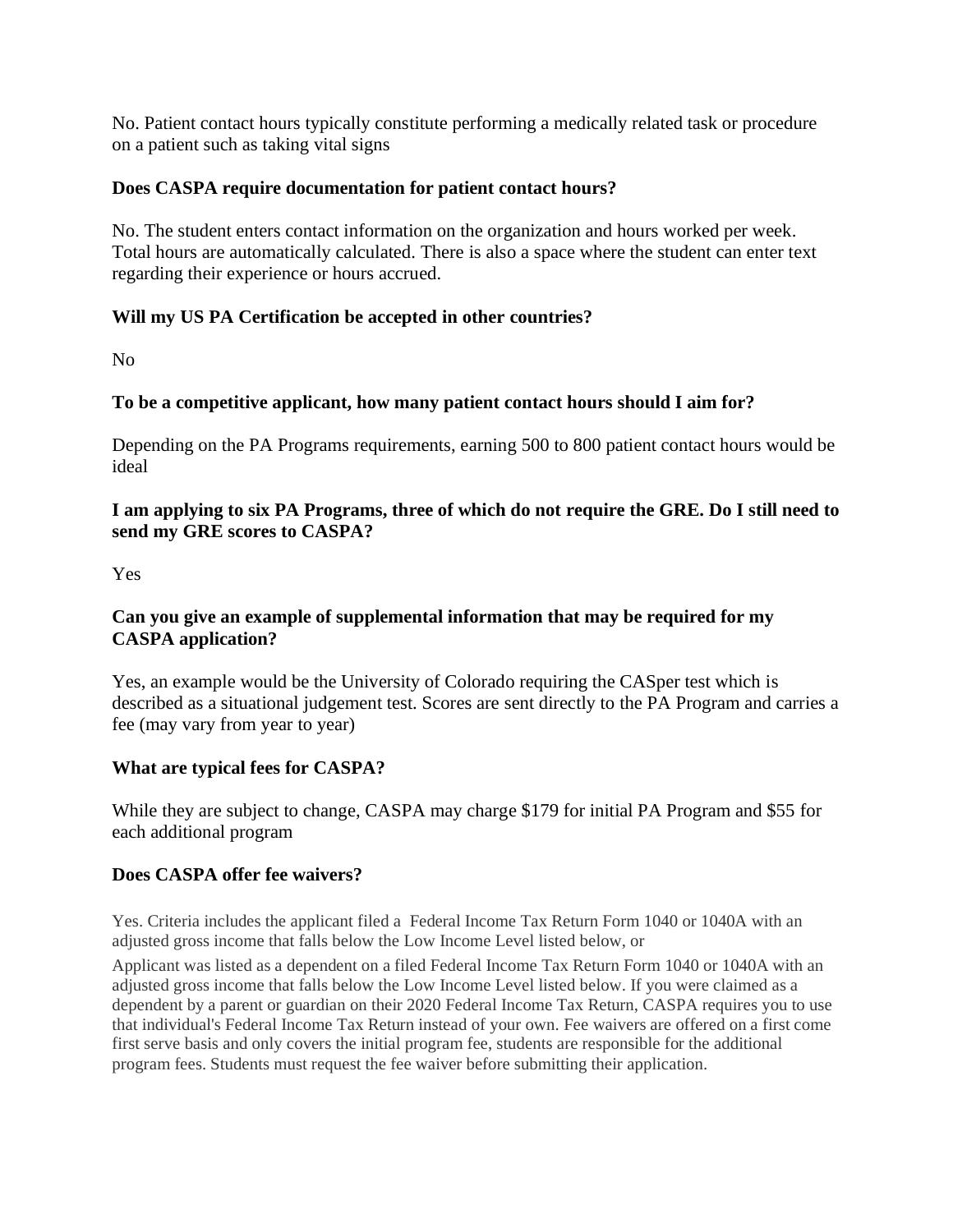No. Patient contact hours typically constitute performing a medically related task or procedure on a patient such as taking vital signs

**Does CASPA require documentation for patient contact hours?**

No. The student enters contact information on the organization and hours worked per week. Total hours are automatically calculated. There is also a space where the student can enter text regarding their experience or hours accrued.

**Will my US PA Certification be accepted in other countries?**

No

**To be a competitive applicant, how many patient contact hours should I aim for?**

Depending on the PA Programs requirements, earning 500 to 800 patient contact hours would be ideal

**I am applying to six PA Programs, three of which do not require the GRE. Do I still need to send my GRE scores to CASPA?**

Yes

**Can you give an example of supplemental information that may be required for my CASPA application?**

Yes, an example would be the University of Colorado requiring the CASper test which is described as a situational judgement test. Scores are sent directly to the PA Program and carries a fee (may vary from year to year)

**What are typical fees for CASPA?**

While they are subject to change, CASPA may charge $179 for initial PA Program and $55 for each additional program

**Does CASPA offer fee waivers?**

Yes. Criteria includes the applicant filed a Federal Income Tax Return Form 1040 or 1040A with an adjusted gross income that falls below the Low Income Level listed below, or

Applicant was listed as a dependent on a filed Federal Income Tax Return Form 1040 or 1040A with an adjusted gross income that falls below the Low Income Level listed below. If you were claimed as a dependent by a parent or guardian on their 2020 Federal Income Tax Return, CASPA requires you to use that individual's Federal Income Tax Return instead of your own. Fee waivers are offered on a first come first serve basis and only covers the initial program fee, students are responsible for the additional program fees. Students must request the fee waiver before submitting their application.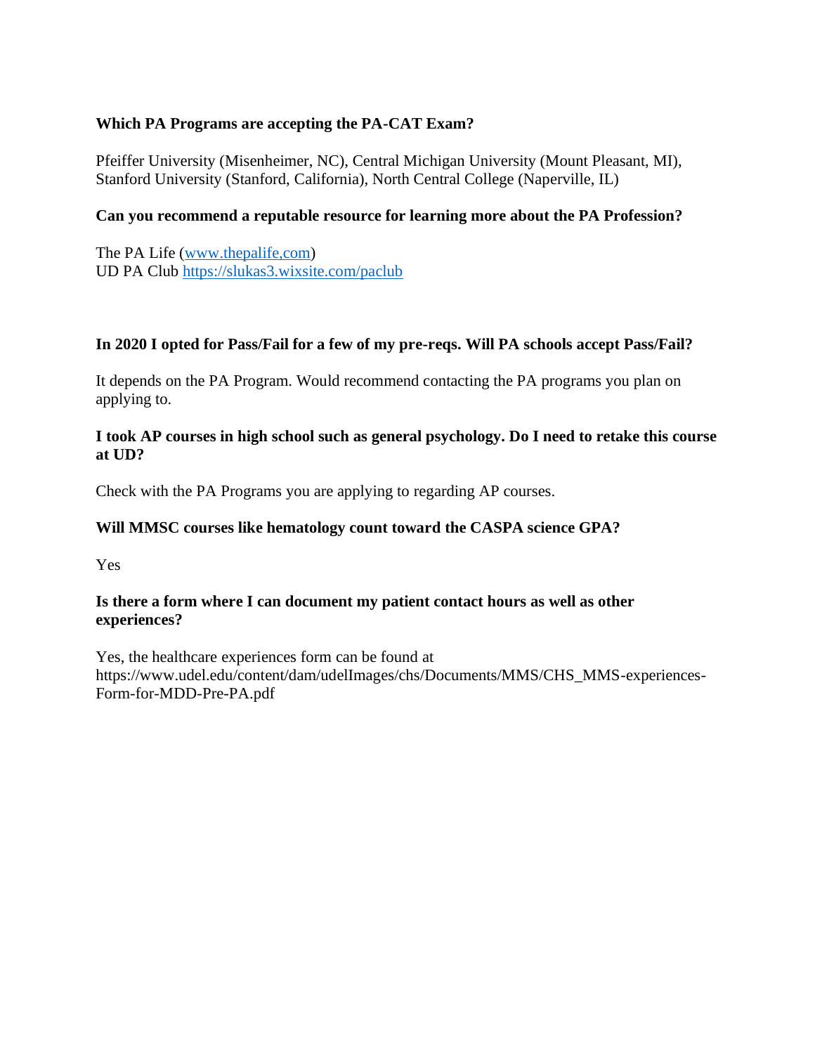**Which PA Programs are accepting the PA-CAT Exam?**

Pfeiffer University (Misenheimer, NC), Central Michigan University (Mount Pleasant, MI), Stanford University (Stanford, California), North Central College (Naperville, IL)

**Can you recommend a reputable resource for learning more about the PA Profession?**

The PA Life (www.thepalife,com)
UD PA Club https://slukas3.wixsite.com/paclub

**In 2020 I opted for Pass/Fail for a few of my pre-reqs. Will PA schools accept Pass/Fail?**

It depends on the PA Program. Would recommend contacting the PA programs you plan on applying to.

**I took AP courses in high school such as general psychology. Do I need to retake this course at UD?**

Check with the PA Programs you are applying to regarding AP courses.

**Will MMSC courses like hematology count toward the CASPA science GPA?**

Yes

**Is there a form where I can document my patient contact hours as well as other experiences?**

Yes, the healthcare experiences form can be found at https://www.udel.edu/content/dam/udelImages/chs/Documents/MMS/CHS_MMS-experiences-Form-for-MDD-Pre-PA.pdf